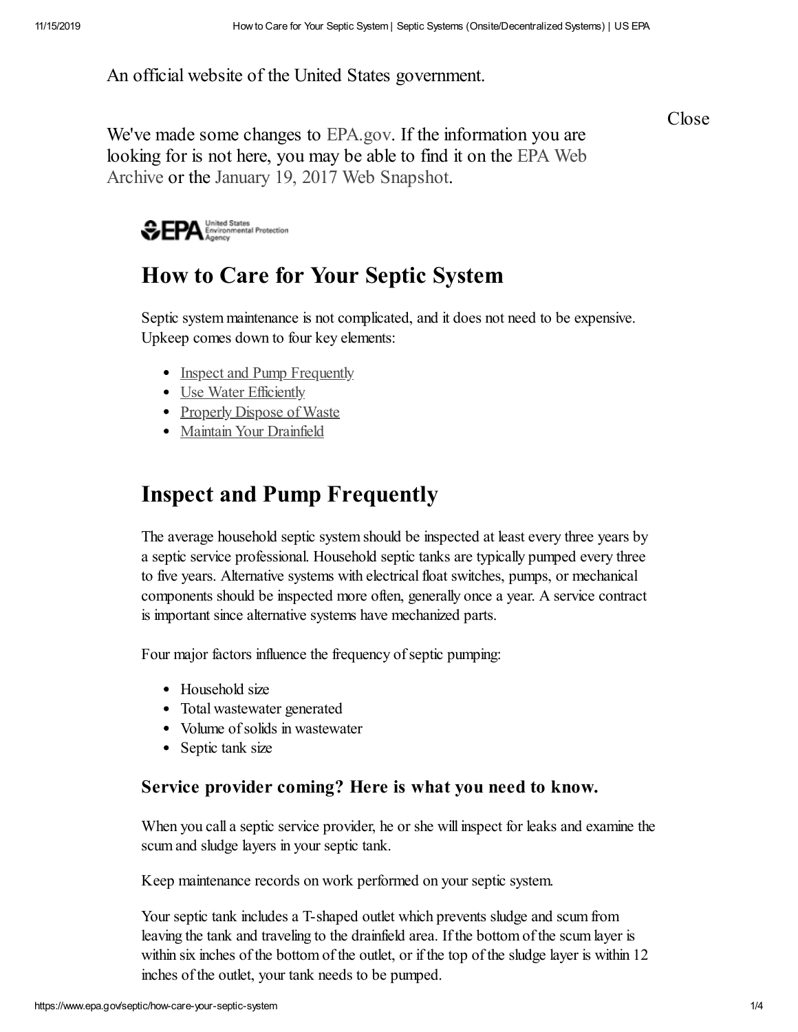An official website of the United States government.

Close

We've made some changes to EPA.gov. If the information you are looking for is not here, you may be able to find it on the EPA Web Archive or the January 19, 2017 Web Snapshot.

# How to Care for Your Septic System

Septic system maintenance is not complicated, and it does not need to be expensive. Upkeep comes down to four key elements:

- Inspect and Pump Frequently
- Use Water Efficiently
- Properly Dispose of Waste
- Maintain Your Drainfield

## Inspect and Pump Frequently

The average household septic system should be inspected at least every three years by a septic service professional. Household septic tanks are typically pumped every three to five years. Alternative systems with electrical float switches, pumps, or mechanical components should be inspected more often, generally once a year. A service contract is important since alternative systems have mechanized parts.

Four major factors influence the frequency of septic pumping:

- Household size
- Total wastewater generated
- Volume of solids in wastewater
- Septic tank size

### Service provider coming? Here is what you need to know.

When you call a septic service provider, he or she will inspect for leaks and examine the scum and sludge layers in your septic tank.

Keep maintenance records on work performed on your septic system.

Your septic tank includes a T-shaped outlet which prevents sludge and scum from leaving the tank and traveling to the drainfield area. If the bottom of the scum layer is within six inches of the bottom of the outlet, or if the top of the sludge layer is within 12 inches of the outlet, your tank needs to be pumped.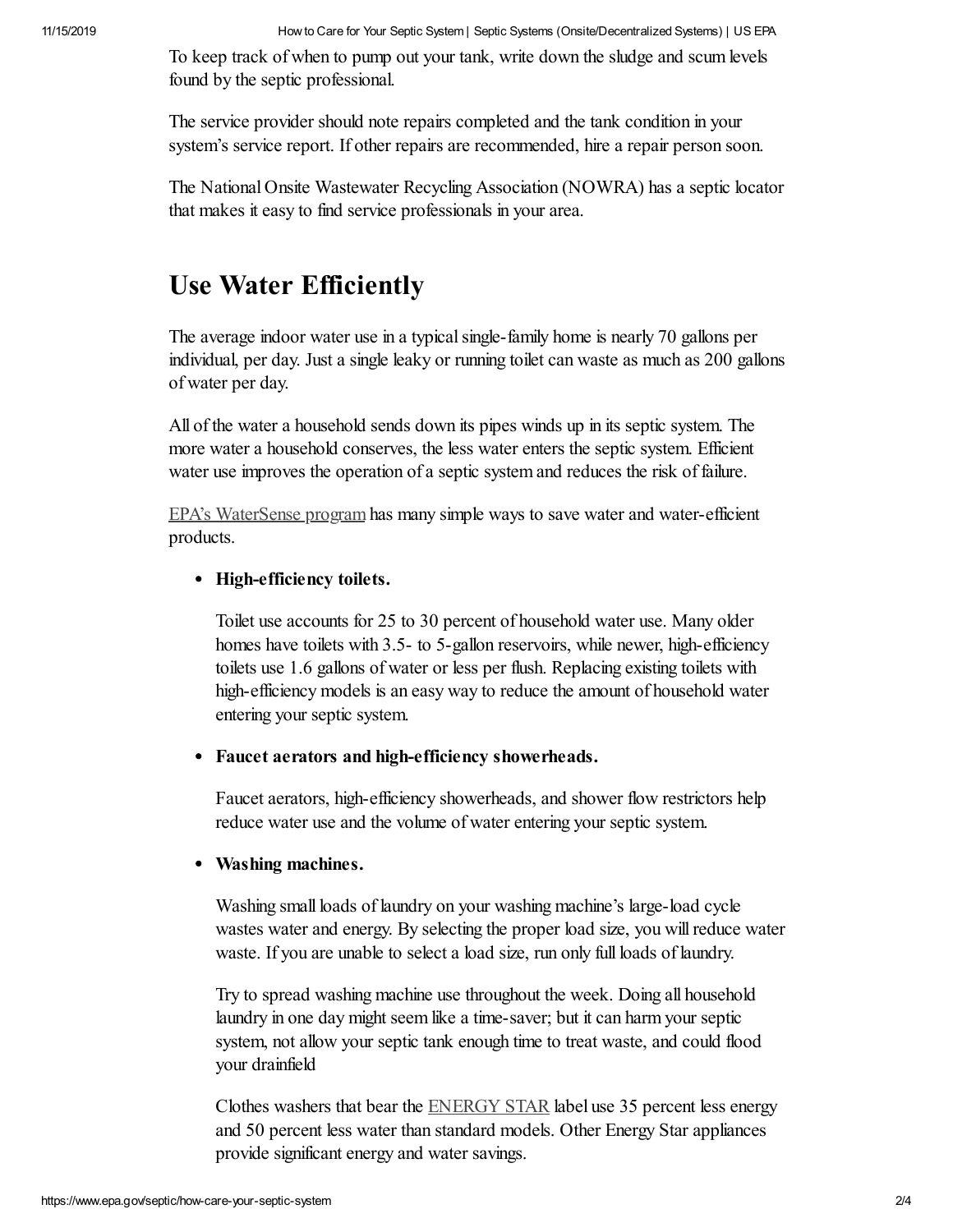To keep track of when to pump out your tank, write down the sludge and scum levels found by the septic professional.

The service provider should note repairs completed and the tank condition in your system's service report. If other repairs are recommended, hire a repair person soon.

The National Onsite Wastewater Recycling Association (NOWRA) has a septic locator that makes it easy to find service professionals in your area.

## Use Water Efficiently

The average indoor water use in a typical single-family home is nearly 70 gallons per individual, per day. Just a single leaky or running toilet can waste as much as 200 gallons of water per day.

All of the water a household sends down its pipes winds up in its septic system. The more water a household conserves, the less water enters the septic system. Efficient water use improves the operation of a septic system and reduces the risk of failure.

EPA's WaterSense program has many simple ways to save water and water-efficient products.

- **High-efficiency toilets.**

  Toilet use accounts for 25 to 30 percent of household water use. Many older homes have toilets with 3.5- to 5-gallon reservoirs, while newer, high-efficiency toilets use 1.6 gallons of water or less per flush. Replacing existing toilets with high-efficiency models is an easy way to reduce the amount of household water entering your septic system.

- **Faucet aerators and high-efficiency showerheads.**

  Faucet aerators, high-efficiency showerheads, and shower flow restrictors help reduce water use and the volume of water entering your septic system.

- **Washing machines.**

  Washing small loads of laundry on your washing machine's large-load cycle wastes water and energy. By selecting the proper load size, you will reduce water waste. If you are unable to select a load size, run only full loads of laundry.

  Try to spread washing machine use throughout the week. Doing all household laundry in one day might seem like a time-saver; but it can harm your septic system, not allow your septic tank enough time to treat waste, and could flood your drainfield

  Clothes washers that bear the ENERGY STAR label use 35 percent less energy and 50 percent less water than standard models. Other Energy Star appliances provide significant energy and water savings.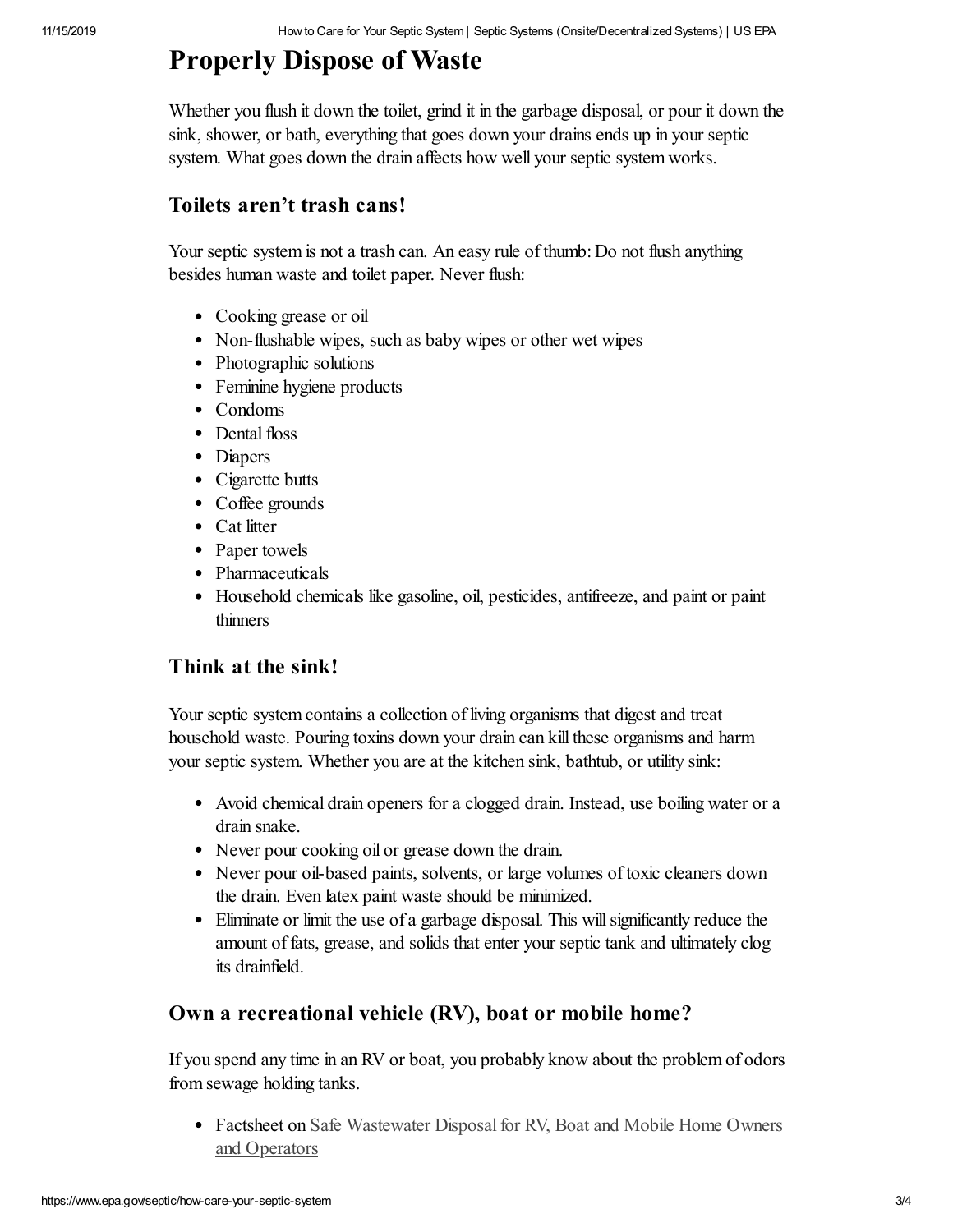## Properly Dispose of Waste

Whether you flush it down the toilet, grind it in the garbage disposal, or pour it down the sink, shower, or bath, everything that goes down your drains ends up in your septic system. What goes down the drain affects how well your septic system works.

### Toilets aren't trash cans!

Your septic system is not a trash can. An easy rule of thumb: Do not flush anything besides human waste and toilet paper. Never flush:

- Cooking grease or oil
- Non-flushable wipes, such as baby wipes or other wet wipes
- Photographic solutions
- Feminine hygiene products
- Condoms
- Dental floss
- Diapers
- Cigarette butts
- Coffee grounds
- Cat litter
- Paper towels
- Pharmaceuticals
- Household chemicals like gasoline, oil, pesticides, antifreeze, and paint or paint thinners

### Think at the sink!

Your septic system contains a collection of living organisms that digest and treat household waste. Pouring toxins down your drain can kill these organisms and harm your septic system. Whether you are at the kitchen sink, bathtub, or utility sink:

- Avoid chemical drain openers for a clogged drain. Instead, use boiling water or a drain snake.
- Never pour cooking oil or grease down the drain.
- Never pour oil-based paints, solvents, or large volumes of toxic cleaners down the drain. Even latex paint waste should be minimized.
- Eliminate or limit the use of a garbage disposal. This will significantly reduce the amount of fats, grease, and solids that enter your septic tank and ultimately clog its drainfield.

### Own a recreational vehicle (RV), boat or mobile home?

If you spend any time in an RV or boat, you probably know about the problem of odors from sewage holding tanks.

- Factsheet on Safe Wastewater Disposal for RV, Boat and Mobile Home Owners and Operators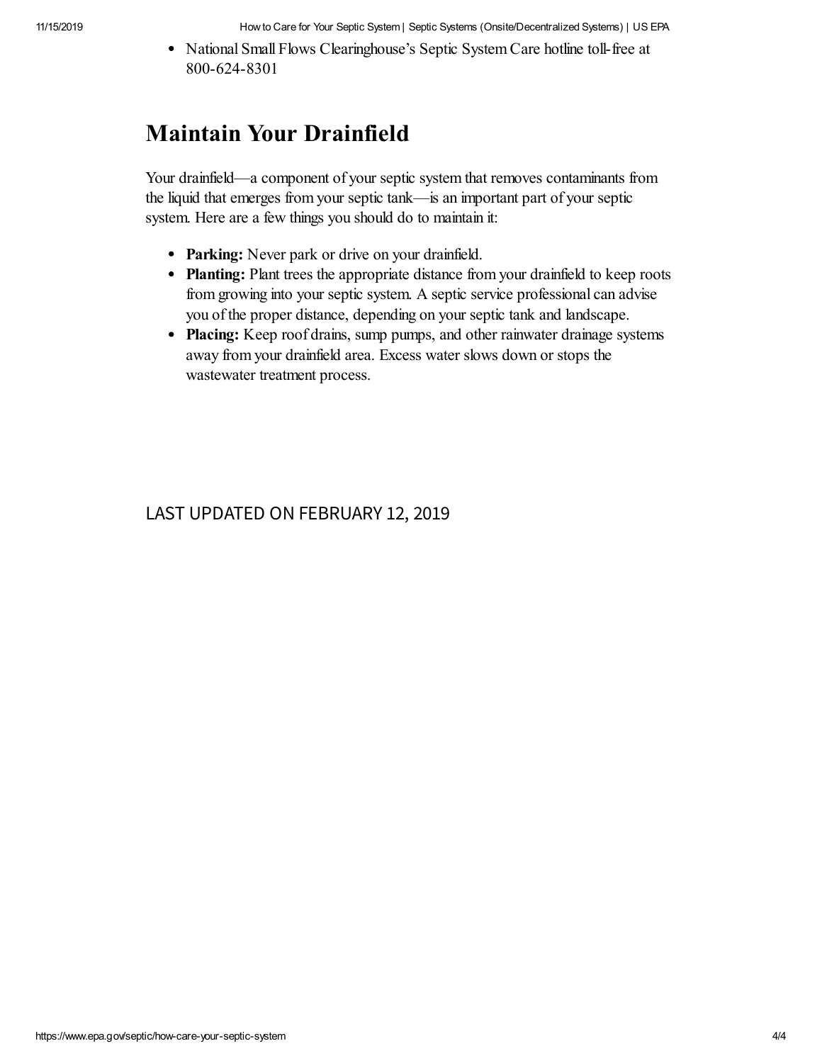- National Small Flows Clearinghouse's Septic System Care hotline toll-free at 800-624-8301

## Maintain Your Drainfield

Your drainfield—a component of your septic system that removes contaminants from the liquid that emerges from your septic tank—is an important part of your septic system. Here are a few things you should do to maintain it:

- **Parking:** Never park or drive on your drainfield.
- **Planting:** Plant trees the appropriate distance from your drainfield to keep roots from growing into your septic system. A septic service professional can advise you of the proper distance, depending on your septic tank and landscape.
- **Placing:** Keep roof drains, sump pumps, and other rainwater drainage systems away from your drainfield area. Excess water slows down or stops the wastewater treatment process.

LAST UPDATED ON FEBRUARY 12, 2019